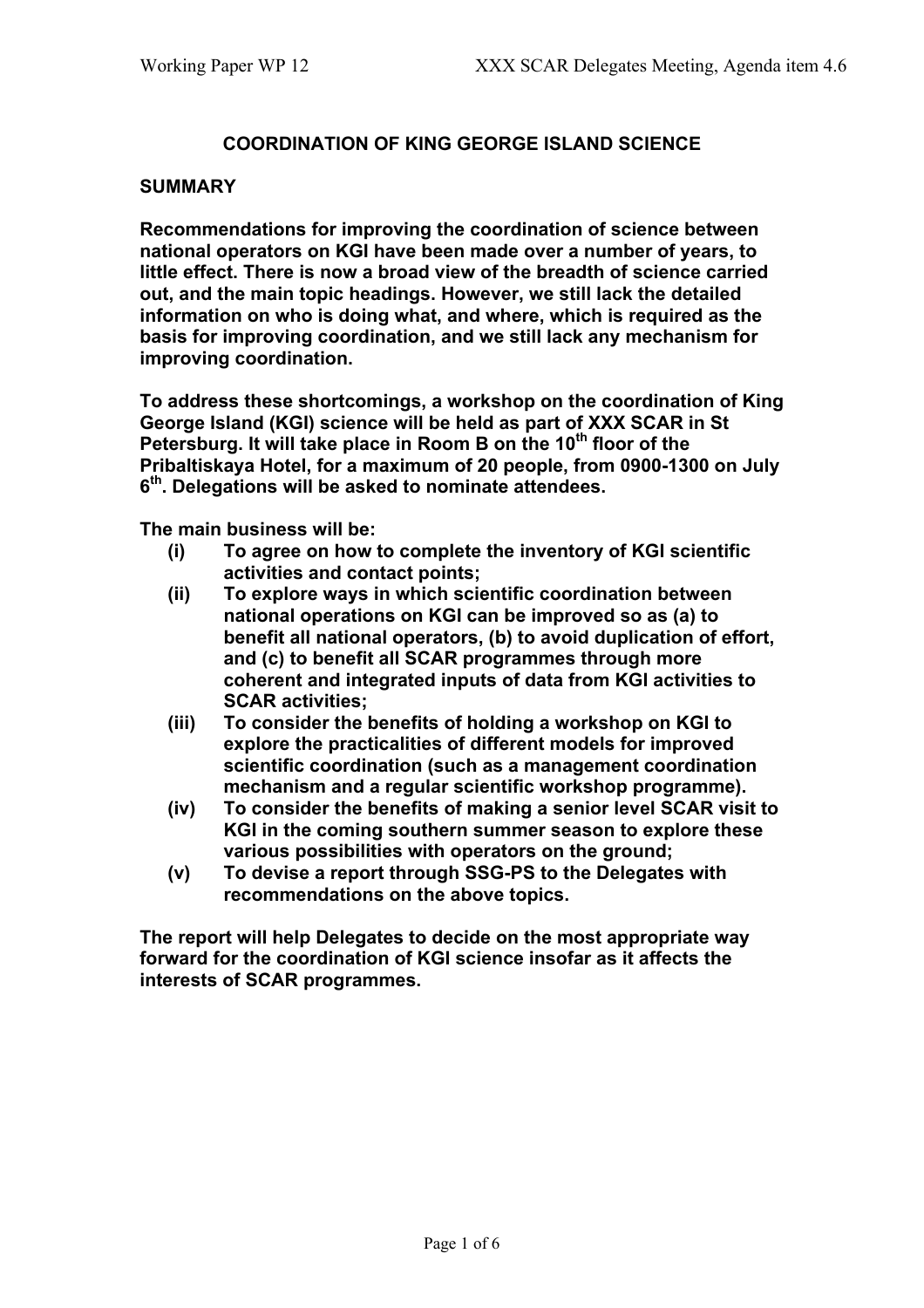# COORDINATION OF KING GEORGE ISLAND SCIENCE

## SUMMARY

**Recommendations for improving the coordination of science between national operators on KGI have been made over a number of years, to little effect. There is now a broad view of the breadth of science carried out, and the main topic headings. However, we still lack the detailed information on who is doing what, and where, which is required as the basis for improving coordination, and we still lack any mechanism for improving coordination.**

**To address these shortcomings, a workshop on the coordination of King George Island (KGI) science will be held as part of XXX SCAR in St Petersburg. It will take place in Room B on the 10th floor of the Pribaltiskaya Hotel, for a maximum of 20 people, from 0900-1300 on July 6th. Delegations will be asked to nominate attendees.**

**The main business will be:**

- **(i)** **To agree on how to complete the inventory of KGI scientific activities and contact points;**
- **(ii)** **To explore ways in which scientific coordination between national operators on KGI can be improved so as (a) to benefit all national operators, (b) to avoid duplication of effort, and (c) to benefit all SCAR programmes through more coherent and integrated inputs of data from KGI activities to SCAR activities;**
- **(iii)** **To consider the benefits of holding a workshop on KGI to explore the practicalities of different models for improved scientific coordination (such as a management coordination mechanism and a regular scientific workshop programme).**
- **(iv)** **To consider the benefits of making a senior level SCAR visit to KGI in the coming southern summer season to explore these various possibilities with operators on the ground;**
- **(v)** **To devise a report through SSG-PS to the Delegates with recommendations on the above topics.**

**The report will help Delegates to decide on the most appropriate way forward for the coordination of KGI science insofar as it affects the interests of SCAR programmes.**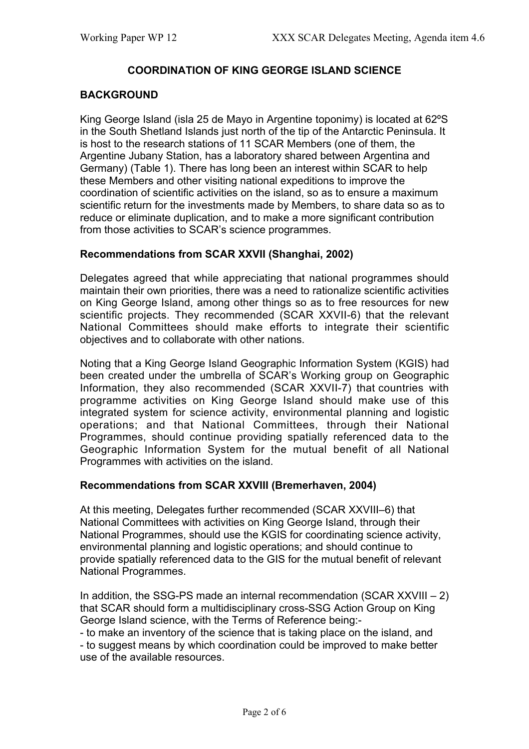## COORDINATION OF KING GEORGE ISLAND SCIENCE

### BACKGROUND

King George Island (isla 25 de Mayo in Argentine toponimy) is located at 62ºS in the South Shetland Islands just north of the tip of the Antarctic Peninsula. It is host to the research stations of 11 SCAR Members (one of them, the Argentine Jubany Station, has a laboratory shared between Argentina and Germany) (Table 1). There has long been an interest within SCAR to help these Members and other visiting national expeditions to improve the coordination of scientific activities on the island, so as to ensure a maximum scientific return for the investments made by Members, to share data so as to reduce or eliminate duplication, and to make a more significant contribution from those activities to SCAR's science programmes.

### Recommendations from SCAR XXVII (Shanghai, 2002)

Delegates agreed that while appreciating that national programmes should maintain their own priorities, there was a need to rationalize scientific activities on King George Island, among other things so as to free resources for new scientific projects. They recommended (SCAR XXVII-6) that the relevant National Committees should make efforts to integrate their scientific objectives and to collaborate with other nations.

Noting that a King George Island Geographic Information System (KGIS) had been created under the umbrella of SCAR's Working group on Geographic Information, they also recommended (SCAR XXVII-7) that countries with programme activities on King George Island should make use of this integrated system for science activity, environmental planning and logistic operations; and that National Committees, through their National Programmes, should continue providing spatially referenced data to the Geographic Information System for the mutual benefit of all National Programmes with activities on the island.

### Recommendations from SCAR XXVIII (Bremerhaven, 2004)

At this meeting, Delegates further recommended (SCAR XXVIII–6) that National Committees with activities on King George Island, through their National Programmes, should use the KGIS for coordinating science activity, environmental planning and logistic operations; and should continue to provide spatially referenced data to the GIS for the mutual benefit of relevant National Programmes.

In addition, the SSG-PS made an internal recommendation (SCAR XXVIII – 2) that SCAR should form a multidisciplinary cross-SSG Action Group on King George Island science, with the Terms of Reference being:-

- to make an inventory of the science that is taking place on the island, and
- to suggest means by which coordination could be improved to make better use of the available resources.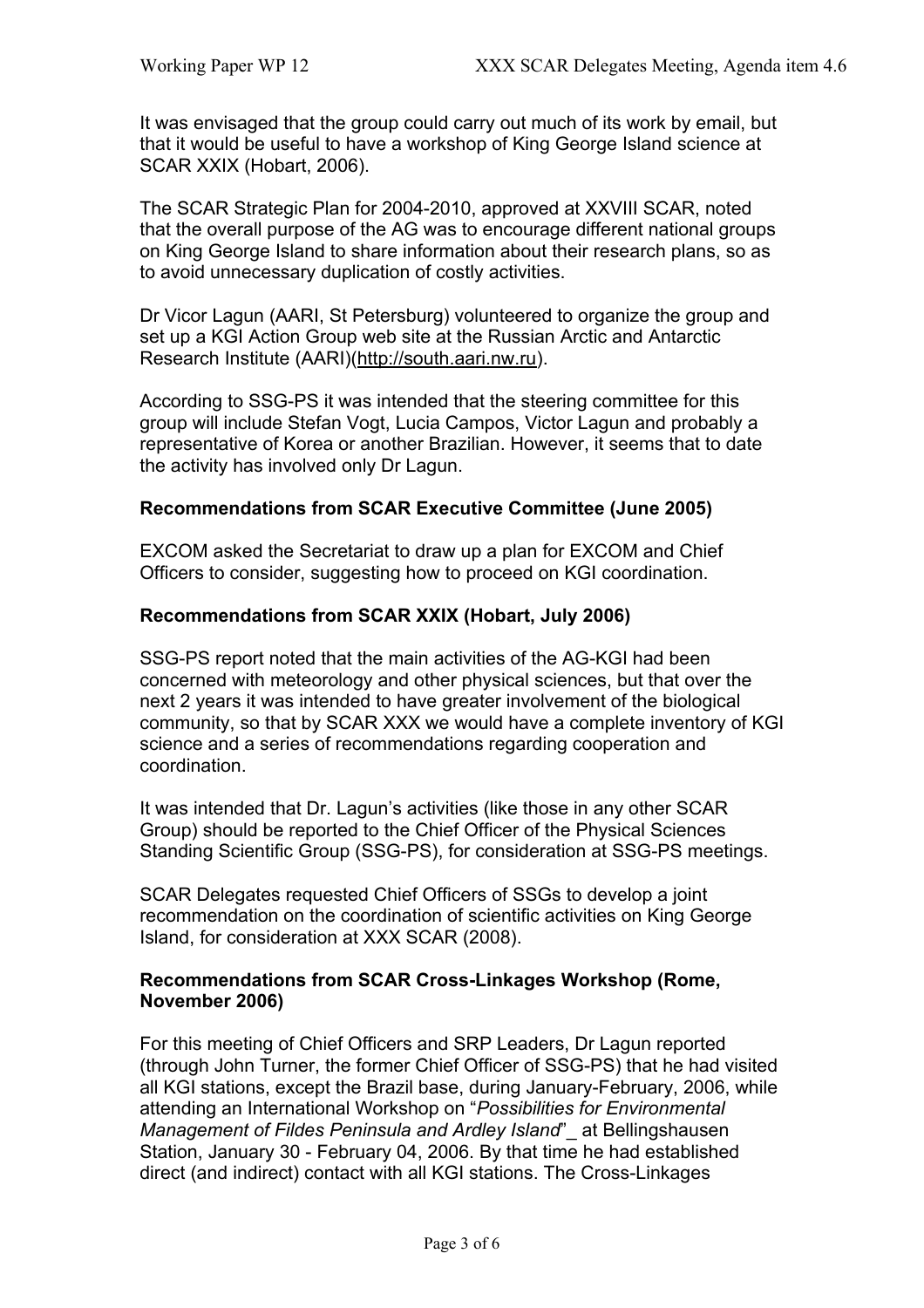It was envisaged that the group could carry out much of its work by email, but that it would be useful to have a workshop of King George Island science at SCAR XXIX (Hobart, 2006).

The SCAR Strategic Plan for 2004-2010, approved at XXVIII SCAR, noted that the overall purpose of the AG was to encourage different national groups on King George Island to share information about their research plans, so as to avoid unnecessary duplication of costly activities.

Dr Vicor Lagun (AARI, St Petersburg) volunteered to organize the group and set up a KGI Action Group web site at the Russian Arctic and Antarctic Research Institute (AARI)(http://south.aari.nw.ru).

According to SSG-PS it was intended that the steering committee for this group will include Stefan Vogt, Lucia Campos, Victor Lagun and probably a representative of Korea or another Brazilian. However, it seems that to date the activity has involved only Dr Lagun.

**Recommendations from SCAR Executive Committee (June 2005)**

EXCOM asked the Secretariat to draw up a plan for EXCOM and Chief Officers to consider, suggesting how to proceed on KGI coordination.

**Recommendations from SCAR XXIX (Hobart, July 2006)**

SSG-PS report noted that the main activities of the AG-KGI had been concerned with meteorology and other physical sciences, but that over the next 2 years it was intended to have greater involvement of the biological community, so that by SCAR XXX we would have a complete inventory of KGI science and a series of recommendations regarding cooperation and coordination.

It was intended that Dr. Lagun's activities (like those in any other SCAR Group) should be reported to the Chief Officer of the Physical Sciences Standing Scientific Group (SSG-PS), for consideration at SSG-PS meetings.

SCAR Delegates requested Chief Officers of SSGs to develop a joint recommendation on the coordination of scientific activities on King George Island, for consideration at XXX SCAR (2008).

**Recommendations from SCAR Cross-Linkages Workshop (Rome, November 2006)**

For this meeting of Chief Officers and SRP Leaders, Dr Lagun reported (through John Turner, the former Chief Officer of SSG-PS) that he had visited all KGI stations, except the Brazil base, during January-February, 2006, while attending an International Workshop on "*Possibilities for Environmental Management of Fildes Peninsula and Ardley Island*"_ at Bellingshausen Station, January 30 - February 04, 2006. By that time he had established direct (and indirect) contact with all KGI stations. The Cross-Linkages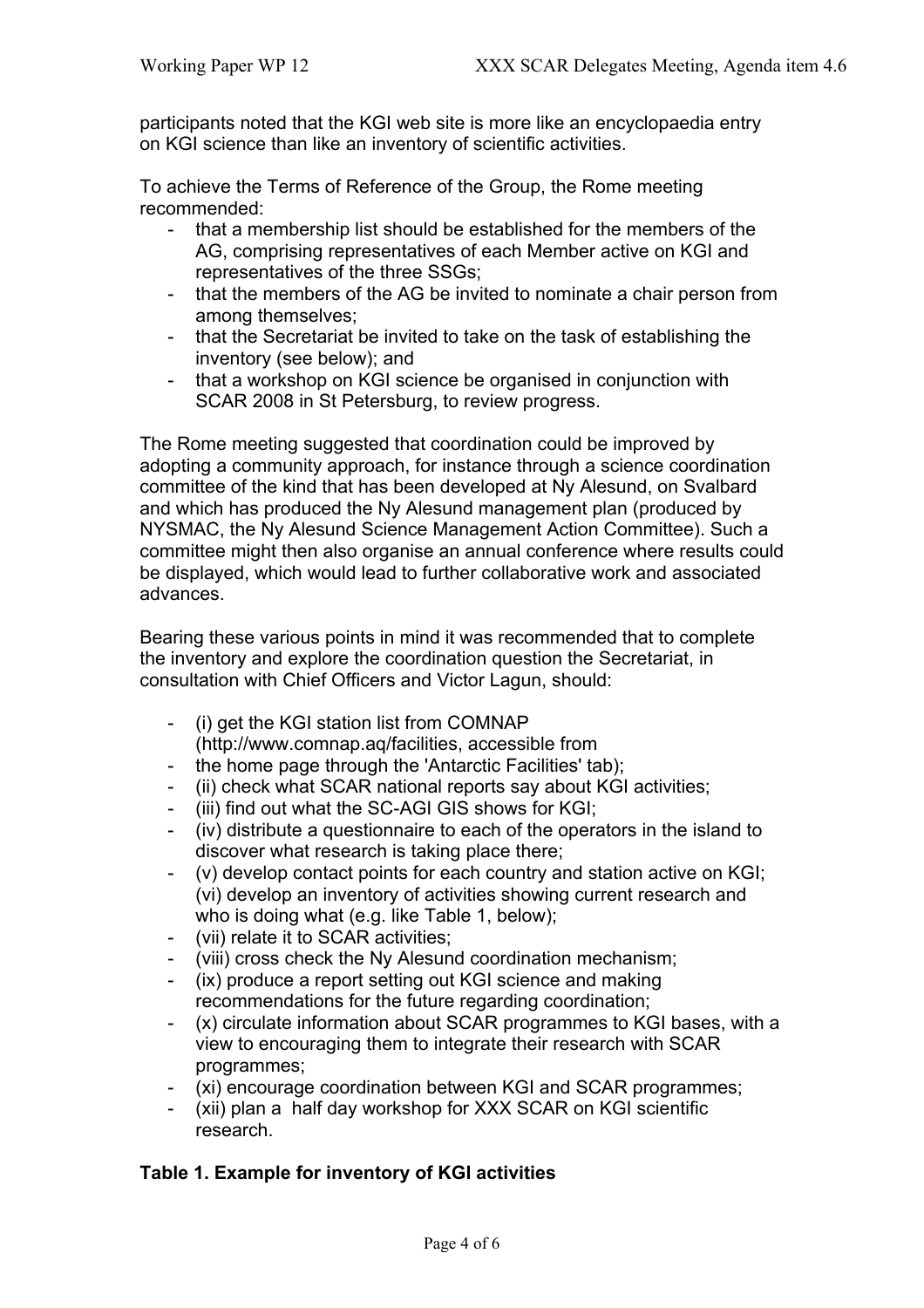participants noted that the KGI web site is more like an encyclopaedia entry on KGI science than like an inventory of scientific activities.

To achieve the Terms of Reference of the Group, the Rome meeting recommended:

- that a membership list should be established for the members of the AG, comprising representatives of each Member active on KGI and representatives of the three SSGs;
- that the members of the AG be invited to nominate a chair person from among themselves;
- that the Secretariat be invited to take on the task of establishing the inventory (see below); and
- that a workshop on KGI science be organised in conjunction with SCAR 2008 in St Petersburg, to review progress.

The Rome meeting suggested that coordination could be improved by adopting a community approach, for instance through a science coordination committee of the kind that has been developed at Ny Alesund, on Svalbard and which has produced the Ny Alesund management plan (produced by NYSMAC, the Ny Alesund Science Management Action Committee). Such a committee might then also organise an annual conference where results could be displayed, which would lead to further collaborative work and associated advances.

Bearing these various points in mind it was recommended that to complete the inventory and explore the coordination question the Secretariat, in consultation with Chief Officers and Victor Lagun, should:

- (i) get the KGI station list from COMNAP (http://www.comnap.aq/facilities, accessible from
- the home page through the 'Antarctic Facilities' tab);
- (ii) check what SCAR national reports say about KGI activities;
- (iii) find out what the SC-AGI GIS shows for KGI;
- (iv) distribute a questionnaire to each of the operators in the island to discover what research is taking place there;
- (v) develop contact points for each country and station active on KGI; (vi) develop an inventory of activities showing current research and who is doing what (e.g. like Table 1, below);
- (vii) relate it to SCAR activities;
- (viii) cross check the Ny Alesund coordination mechanism;
- (ix) produce a report setting out KGI science and making recommendations for the future regarding coordination;
- (x) circulate information about SCAR programmes to KGI bases, with a view to encouraging them to integrate their research with SCAR programmes;
- (xi) encourage coordination between KGI and SCAR programmes;
- (xii) plan a half day workshop for XXX SCAR on KGI scientific research.

**Table 1. Example for inventory of KGI activities**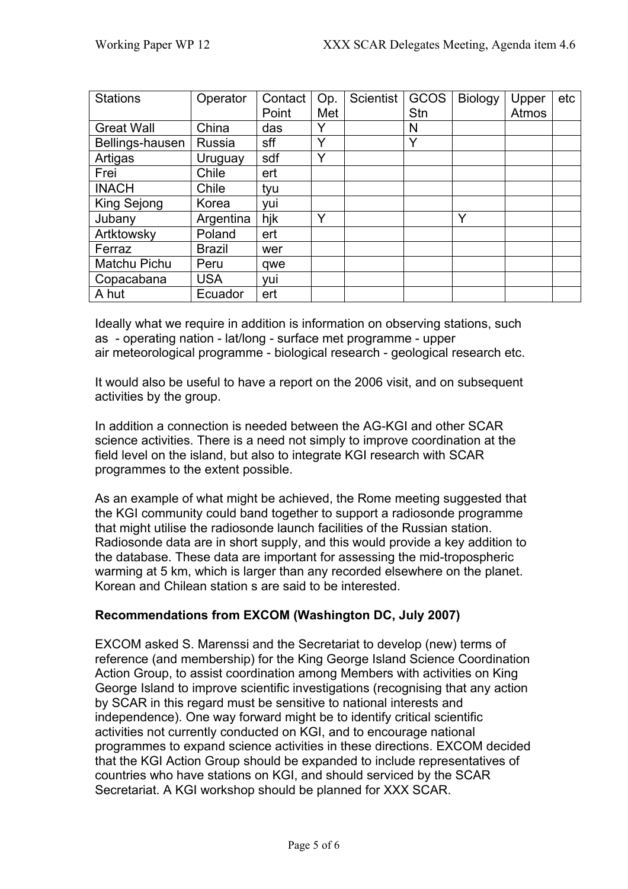| Stations | Operator | Contact Point | Op. Met | Scientist | GCOS Stn | Biology | Upper Atmos | etc |
|---|---|---|---|---|---|---|---|---|
| Great Wall | China | das | Y | | N | | | |
| Bellings-hausen | Russia | sff | Y | | Y | | | |
| Artigas | Uruguay | sdf | Y | | | | | |
| Frei | Chile | ert | | | | | | |
| INACH | Chile | tyu | | | | | | |
| King Sejong | Korea | yui | | | | | | |
| Jubany | Argentina | hjk | Y | | | Y | | |
| Artktowsky | Poland | ert | | | | | | |
| Ferraz | Brazil | wer | | | | | | |
| Matchu Pichu | Peru | qwe | | | | | | |
| Copacabana | USA | yui | | | | | | |
| A hut | Ecuador | ert | | | | | | |

Ideally what we require in addition is information on observing stations, such as - operating nation - lat/long - surface met programme - upper air meteorological programme - biological research - geological research etc.

It would also be useful to have a report on the 2006 visit, and on subsequent activities by the group.

In addition a connection is needed between the AG-KGI and other SCAR science activities. There is a need not simply to improve coordination at the field level on the island, but also to integrate KGI research with SCAR programmes to the extent possible.

As an example of what might be achieved, the Rome meeting suggested that the KGI community could band together to support a radiosonde programme that might utilise the radiosonde launch facilities of the Russian station. Radiosonde data are in short supply, and this would provide a key addition to the database. These data are important for assessing the mid-tropospheric warming at 5 km, which is larger than any recorded elsewhere on the planet. Korean and Chilean station s are said to be interested.

**Recommendations from EXCOM (Washington DC, July 2007)**

EXCOM asked S. Marenssi and the Secretariat to develop (new) terms of reference (and membership) for the King George Island Science Coordination Action Group, to assist coordination among Members with activities on King George Island to improve scientific investigations (recognising that any action by SCAR in this regard must be sensitive to national interests and independence). One way forward might be to identify critical scientific activities not currently conducted on KGI, and to encourage national programmes to expand science activities in these directions. EXCOM decided that the KGI Action Group should be expanded to include representatives of countries who have stations on KGI, and should serviced by the SCAR Secretariat. A KGI workshop should be planned for XXX SCAR.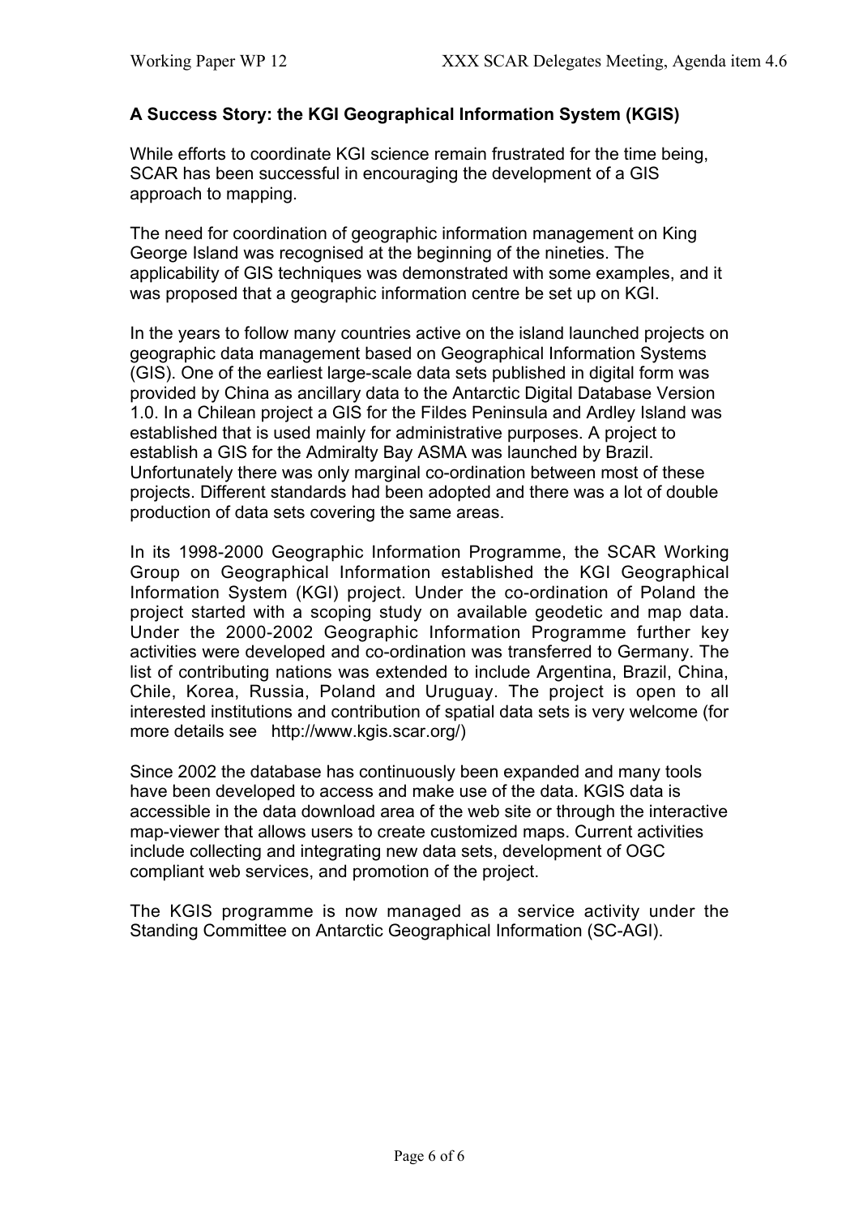**A Success Story: the KGI Geographical Information System (KGIS)**

While efforts to coordinate KGI science remain frustrated for the time being, SCAR has been successful in encouraging the development of a GIS approach to mapping.

The need for coordination of geographic information management on King George Island was recognised at the beginning of the nineties. The applicability of GIS techniques was demonstrated with some examples, and it was proposed that a geographic information centre be set up on KGI.

In the years to follow many countries active on the island launched projects on geographic data management based on Geographical Information Systems (GIS). One of the earliest large-scale data sets published in digital form was provided by China as ancillary data to the Antarctic Digital Database Version 1.0. In a Chilean project a GIS for the Fildes Peninsula and Ardley Island was established that is used mainly for administrative purposes. A project to establish a GIS for the Admiralty Bay ASMA was launched by Brazil. Unfortunately there was only marginal co-ordination between most of these projects. Different standards had been adopted and there was a lot of double production of data sets covering the same areas.

In its 1998-2000 Geographic Information Programme, the SCAR Working Group on Geographical Information established the KGI Geographical Information System (KGI) project. Under the co-ordination of Poland the project started with a scoping study on available geodetic and map data. Under the 2000-2002 Geographic Information Programme further key activities were developed and co-ordination was transferred to Germany. The list of contributing nations was extended to include Argentina, Brazil, China, Chile, Korea, Russia, Poland and Uruguay. The project is open to all interested institutions and contribution of spatial data sets is very welcome (for more details see http://www.kgis.scar.org/)

Since 2002 the database has continuously been expanded and many tools have been developed to access and make use of the data. KGIS data is accessible in the data download area of the web site or through the interactive map-viewer that allows users to create customized maps. Current activities include collecting and integrating new data sets, development of OGC compliant web services, and promotion of the project.

The KGIS programme is now managed as a service activity under the Standing Committee on Antarctic Geographical Information (SC-AGI).